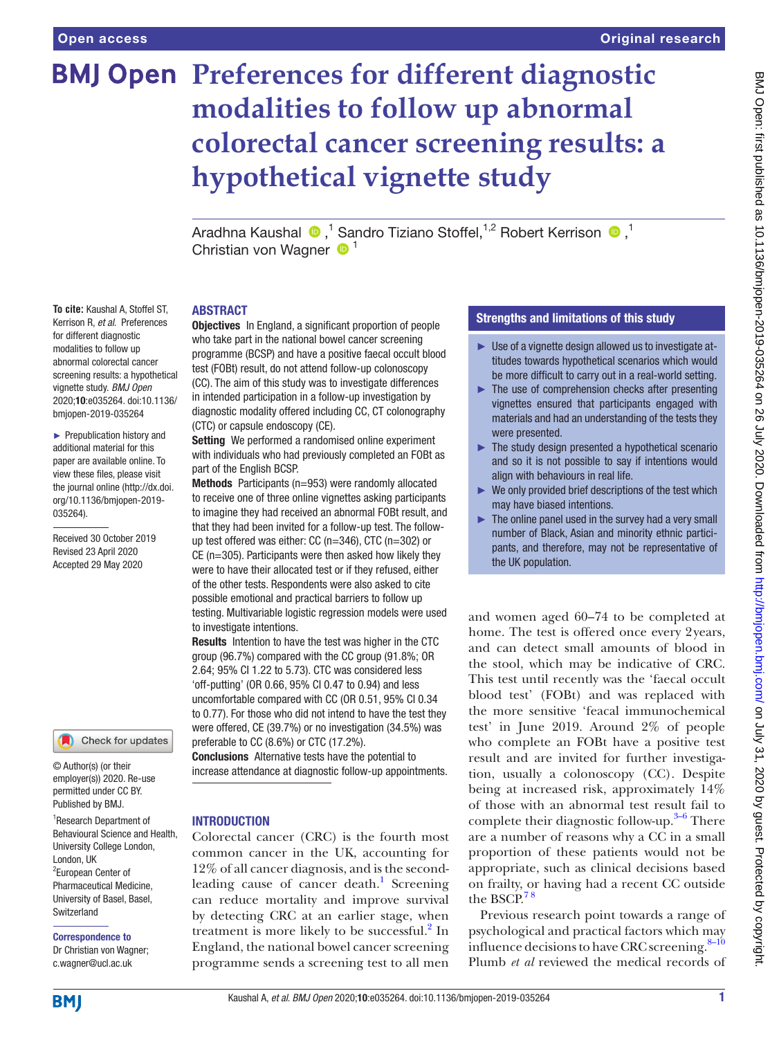# Preferences for different diagnostic modalities to follow up abnormal colorectal cancer screening results: a hypothetical vignette study

Aradhna Kaushal ,[1] Sandro Tiziano Stoffel,[1,2] Robert Kerrison ,[1] Christian von Wagner [1]

**To cite:** Kaushal A, Stoffel ST, Kerrison R, *et al*. Preferences for different diagnostic modalities to follow up abnormal colorectal cancer screening results: a hypothetical vignette study. *BMJ Open* 2020;**10**:e035264. doi:10.1136/bmjopen-2019-035264

► Prepublication history and additional material for this paper are available online. To view these files, please visit the journal online (http://dx.doi.org/10.1136/bmjopen-2019-035264).

Received 30 October 2019
Revised 23 April 2020
Accepted 29 May 2020

© Author(s) (or their employer(s)) 2020. Re-use permitted under CC BY. Published by BMJ.

[1]Research Department of Behavioural Science and Health, University College London, London, UK
[2]European Center of Pharmaceutical Medicine, University of Basel, Basel, Switzerland

**Correspondence to**
Dr Christian von Wagner; c.wagner@ucl.ac.uk

## ABSTRACT

**Objectives** In England, a significant proportion of people who take part in the national bowel cancer screening programme (BCSP) and have a positive faecal occult blood test (FOBt) result, do not attend follow-up colonoscopy (CC). The aim of this study was to investigate differences in intended participation in a follow-up investigation by diagnostic modality offered including CC, CT colonography (CTC) or capsule endoscopy (CE).

**Setting** We performed a randomised online experiment with individuals who had previously completed an FOBt as part of the English BCSP.

**Methods** Participants (n=953) were randomly allocated to receive one of three online vignettes asking participants to imagine they had received an abnormal FOBt result, and that they had been invited for a follow-up test. The follow-up test offered was either: CC (n=346), CTC (n=302) or CE (n=305). Participants were then asked how likely they were to have their allocated test or if they refused, either of the other tests. Respondents were also asked to cite possible emotional and practical barriers to follow up testing. Multivariable logistic regression models were used to investigate intentions.

**Results** Intention to have the test was higher in the CTC group (96.7%) compared with the CC group (91.8%; OR 2.64; 95% CI 1.22 to 5.73). CTC was considered less 'off-putting' (OR 0.66, 95% CI 0.47 to 0.94) and less uncomfortable compared with CC (OR 0.51, 95% CI 0.34 to 0.77). For those who did not intend to have the test they were offered, CE (39.7%) or no investigation (34.5%) was preferable to CC (8.6%) or CTC (17.2%).

**Conclusions** Alternative tests have the potential to increase attendance at diagnostic follow-up appointments.

## Strengths and limitations of this study

- ► Use of a vignette design allowed us to investigate attitudes towards hypothetical scenarios which would be more difficult to carry out in a real-world setting.
- ► The use of comprehension checks after presenting vignettes ensured that participants engaged with materials and had an understanding of the tests they were presented.
- ► The study design presented a hypothetical scenario and so it is not possible to say if intentions would align with behaviours in real life.
- ► We only provided brief descriptions of the test which may have biased intentions.
- ► The online panel used in the survey had a very small number of Black, Asian and minority ethnic participants, and therefore, may not be representative of the UK population.

## INTRODUCTION

Colorectal cancer (CRC) is the fourth most common cancer in the UK, accounting for 12% of all cancer diagnosis, and is the second-leading cause of cancer death.[1] Screening can reduce mortality and improve survival by detecting CRC at an earlier stage, when treatment is more likely to be successful.[2] In England, the national bowel cancer screening programme sends a screening test to all men and women aged 60–74 to be completed at home. The test is offered once every 2years, and can detect small amounts of blood in the stool, which may be indicative of CRC. This test until recently was the 'faecal occult blood test' (FOBt) and was replaced with the more sensitive 'feacal immunochemical test' in June 2019. Around 2% of people who complete an FOBt have a positive test result and are invited for further investigation, usually a colonoscopy (CC). Despite being at increased risk, approximately 14% of those with an abnormal test result fail to complete their diagnostic follow-up.[3–6] There are a number of reasons why a CC in a small proportion of these patients would not be appropriate, such as clinical decisions based on frailty, or having had a recent CC outside the BSCP.[7 8]

Previous research point towards a range of psychological and practical factors which may influence decisions to have CRC screening.[8–10] Plumb *et al* reviewed the medical records of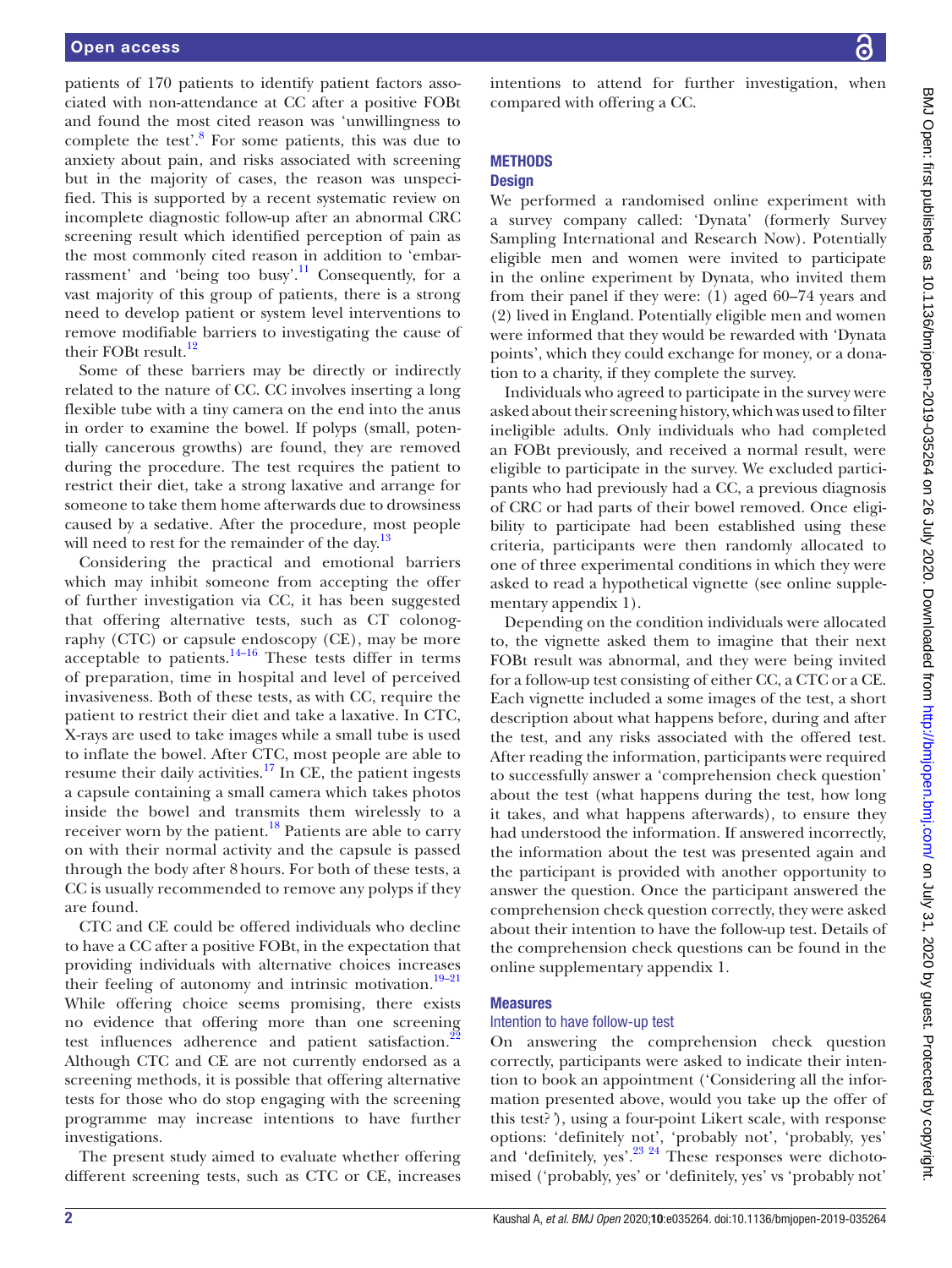patients of 170 patients to identify patient factors associated with non-attendance at CC after a positive FOBt and found the most cited reason was 'unwillingness to complete the test'.[8] For some patients, this was due to anxiety about pain, and risks associated with screening but in the majority of cases, the reason was unspecified. This is supported by a recent systematic review on incomplete diagnostic follow-up after an abnormal CRC screening result which identified perception of pain as the most commonly cited reason in addition to 'embarrassment' and 'being too busy'.[11] Consequently, for a vast majority of this group of patients, there is a strong need to develop patient or system level interventions to remove modifiable barriers to investigating the cause of their FOBt result.[12]

Some of these barriers may be directly or indirectly related to the nature of CC. CC involves inserting a long flexible tube with a tiny camera on the end into the anus in order to examine the bowel. If polyps (small, potentially cancerous growths) are found, they are removed during the procedure. The test requires the patient to restrict their diet, take a strong laxative and arrange for someone to take them home afterwards due to drowsiness caused by a sedative. After the procedure, most people will need to rest for the remainder of the day.[13]

Considering the practical and emotional barriers which may inhibit someone from accepting the offer of further investigation via CC, it has been suggested that offering alternative tests, such as CT colonography (CTC) or capsule endoscopy (CE), may be more acceptable to patients.[14–16] These tests differ in terms of preparation, time in hospital and level of perceived invasiveness. Both of these tests, as with CC, require the patient to restrict their diet and take a laxative. In CTC, X-rays are used to take images while a small tube is used to inflate the bowel. After CTC, most people are able to resume their daily activities.[17] In CE, the patient ingests a capsule containing a small camera which takes photos inside the bowel and transmits them wirelessly to a receiver worn by the patient.[18] Patients are able to carry on with their normal activity and the capsule is passed through the body after 8 hours. For both of these tests, a CC is usually recommended to remove any polyps if they are found.

CTC and CE could be offered individuals who decline to have a CC after a positive FOBt, in the expectation that providing individuals with alternative choices increases their feeling of autonomy and intrinsic motivation.[19–21] While offering choice seems promising, there exists no evidence that offering more than one screening test influences adherence and patient satisfaction.[22] Although CTC and CE are not currently endorsed as a screening methods, it is possible that offering alternative tests for those who do stop engaging with the screening programme may increase intentions to have further investigations.

The present study aimed to evaluate whether offering different screening tests, such as CTC or CE, increases intentions to attend for further investigation, when compared with offering a CC.

## METHODS

### Design

We performed a randomised online experiment with a survey company called: 'Dynata' (formerly Survey Sampling International and Research Now). Potentially eligible men and women were invited to participate in the online experiment by Dynata, who invited them from their panel if they were: (1) aged 60–74 years and (2) lived in England. Potentially eligible men and women were informed that they would be rewarded with 'Dynata points', which they could exchange for money, or a donation to a charity, if they complete the survey.

Individuals who agreed to participate in the survey were asked about their screening history, which was used to filter ineligible adults. Only individuals who had completed an FOBt previously, and received a normal result, were eligible to participate in the survey. We excluded participants who had previously had a CC, a previous diagnosis of CRC or had parts of their bowel removed. Once eligibility to participate had been established using these criteria, participants were then randomly allocated to one of three experimental conditions in which they were asked to read a hypothetical vignette (see online supplementary appendix 1).

Depending on the condition individuals were allocated to, the vignette asked them to imagine that their next FOBt result was abnormal, and they were being invited for a follow-up test consisting of either CC, a CTC or a CE. Each vignette included a some images of the test, a short description about what happens before, during and after the test, and any risks associated with the offered test. After reading the information, participants were required to successfully answer a 'comprehension check question' about the test (what happens during the test, how long it takes, and what happens afterwards), to ensure they had understood the information. If answered incorrectly, the information about the test was presented again and the participant is provided with another opportunity to answer the question. Once the participant answered the comprehension check question correctly, they were asked about their intention to have the follow-up test. Details of the comprehension check questions can be found in the online supplementary appendix 1.

### Measures

#### Intention to have follow-up test

On answering the comprehension check question correctly, participants were asked to indicate their intention to book an appointment ('Considering all the information presented above, would you take up the offer of this test?'), using a four-point Likert scale, with response options: 'definitely not', 'probably not', 'probably, yes' and 'definitely, yes'.[23 24] These responses were dichotomised ('probably, yes' or 'definitely, yes' vs 'probably not'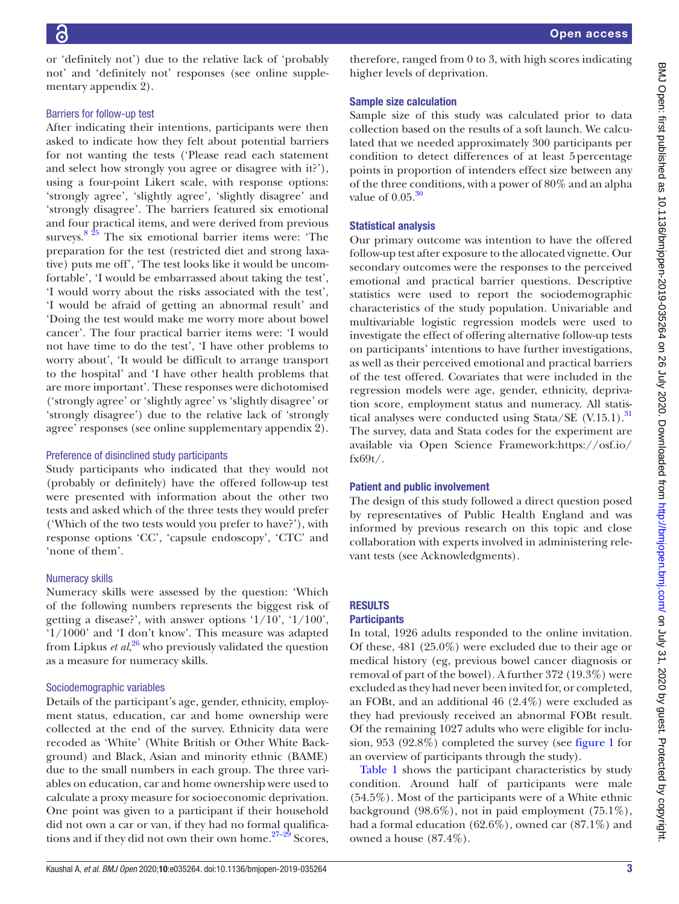or 'definitely not') due to the relative lack of 'probably not' and 'definitely not' responses (see online supplementary appendix 2).

### Barriers for follow-up test

After indicating their intentions, participants were then asked to indicate how they felt about potential barriers for not wanting the tests ('Please read each statement and select how strongly you agree or disagree with it?'), using a four-point Likert scale, with response options: 'strongly agree', 'slightly agree', 'slightly disagree' and 'strongly disagree'. The barriers featured six emotional and four practical items, and were derived from previous surveys.[8 25] The six emotional barrier items were: 'The preparation for the test (restricted diet and strong laxative) puts me off', 'The test looks like it would be uncomfortable', 'I would be embarrassed about taking the test', 'I would worry about the risks associated with the test', 'I would be afraid of getting an abnormal result' and 'Doing the test would make me worry more about bowel cancer'. The four practical barrier items were: 'I would not have time to do the test', 'I have other problems to worry about', 'It would be difficult to arrange transport to the hospital' and 'I have other health problems that are more important'. These responses were dichotomised ('strongly agree' or 'slightly agree' vs 'slightly disagree' or 'strongly disagree') due to the relative lack of 'strongly agree' responses (see online supplementary appendix 2).

### Preference of disinclined study participants

Study participants who indicated that they would not (probably or definitely) have the offered follow-up test were presented with information about the other two tests and asked which of the three tests they would prefer ('Which of the two tests would you prefer to have?'), with response options 'CC', 'capsule endoscopy', 'CTC' and 'none of them'.

### Numeracy skills

Numeracy skills were assessed by the question: 'Which of the following numbers represents the biggest risk of getting a disease?', with answer options '1/10', '1/100', '1/1000' and 'I don't know'. This measure was adapted from Lipkus *et al*,[26] who previously validated the question as a measure for numeracy skills.

### Sociodemographic variables

Details of the participant's age, gender, ethnicity, employment status, education, car and home ownership were collected at the end of the survey. Ethnicity data were recoded as 'White' (White British or Other White Background) and Black, Asian and minority ethnic (BAME) due to the small numbers in each group. The three variables on education, car and home ownership were used to calculate a proxy measure for socioeconomic deprivation. One point was given to a participant if their household did not own a car or van, if they had no formal qualifications and if they did not own their own home.[27–29] Scores, therefore, ranged from 0 to 3, with high scores indicating higher levels of deprivation.

### Sample size calculation

Sample size of this study was calculated prior to data collection based on the results of a soft launch. We calculated that we needed approximately 300 participants per condition to detect differences of at least 5 percentage points in proportion of intenders effect size between any of the three conditions, with a power of 80% and an alpha value of 0.05.[30]

### Statistical analysis

Our primary outcome was intention to have the offered follow-up test after exposure to the allocated vignette. Our secondary outcomes were the responses to the perceived emotional and practical barrier questions. Descriptive statistics were used to report the sociodemographic characteristics of the study population. Univariable and multivariable logistic regression models were used to investigate the effect of offering alternative follow-up tests on participants' intentions to have further investigations, as well as their perceived emotional and practical barriers of the test offered. Covariates that were included in the regression models were age, gender, ethnicity, deprivation score, employment status and numeracy. All statistical analyses were conducted using Stata/SE (V.15.1).[31] The survey, data and Stata codes for the experiment are available via Open Science Framework:https://osf.io/fx69t/.

### Patient and public involvement

The design of this study followed a direct question posed by representatives of Public Health England and was informed by previous research on this topic and close collaboration with experts involved in administering relevant tests (see Acknowledgments).

## RESULTS

### Participants

In total, 1926 adults responded to the online invitation. Of these, 481 (25.0%) were excluded due to their age or medical history (eg, previous bowel cancer diagnosis or removal of part of the bowel). A further 372 (19.3%) were excluded as they had never been invited for, or completed, an FOBt, and an additional 46 (2.4%) were excluded as they had previously received an abnormal FOBt result. Of the remaining 1027 adults who were eligible for inclusion, 953 (92.8%) completed the survey (see figure 1 for an overview of participants through the study).

Table 1 shows the participant characteristics by study condition. Around half of participants were male (54.5%). Most of the participants were of a White ethnic background (98.6%), not in paid employment (75.1%), had a formal education (62.6%), owned car (87.1%) and owned a house (87.4%).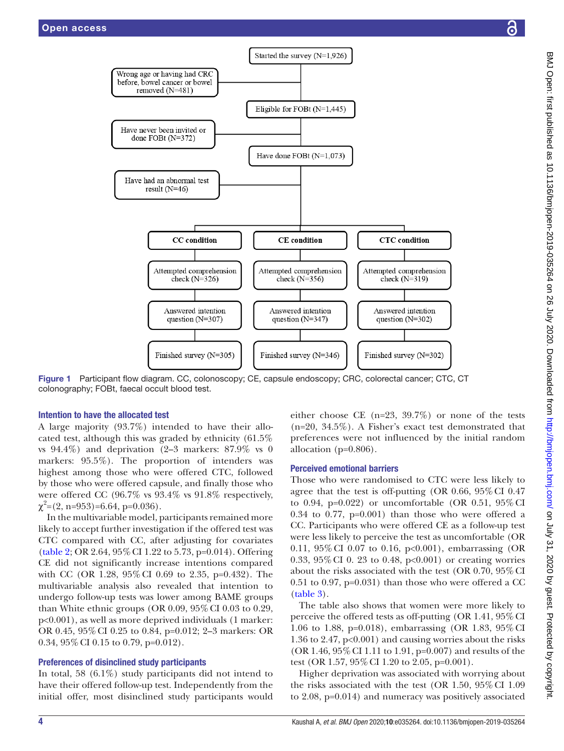Started the survey (N=1,926)

Wrong age or having had CRC before, bowel cancer or bowel removed (N=481)

Eligible for FOBt (N=1,445)

Have never been invited or done FOBt (N=372)

Have done FOBt (N=1,073)

Have had an abnormal test result (N=46)

CC condition

CE condition

CTC condition

Attempted comprehension check (N=326)

Attempted comprehension check (N=356)

Attempted comprehension check (N=319)

Answered intention question (N=307)

Answered intention question (N=347)

Answered intention question (N=302)

Finished survey (N=305)

Finished survey (N=346)

Finished survey (N=302)

**Figure 1** Participant flow diagram. CC, colonoscopy; CE, capsule endoscopy; CRC, colorectal cancer; CTC, CT colonography; FOBt, faecal occult blood test.

### Intention to have the allocated test

A large majority (93.7%) intended to have their allocated test, although this was graded by ethnicity (61.5% vs 94.4%) and deprivation (2–3 markers: 87.9% vs 0 markers: 95.5%). The proportion of intenders was highest among those who were offered CTC, followed by those who were offered capsule, and finally those who were offered CC (96.7% vs 93.4% vs 91.8% respectively, $\chi^2$=(2, n=953)=6.64, p=0.036).

In the multivariable model, participants remained more likely to accept further investigation if the offered test was CTC compared with CC, after adjusting for covariates (table 2; OR 2.64, 95% CI 1.22 to 5.73, p=0.014). Offering CE did not significantly increase intentions compared with CC (OR 1.28, 95% CI 0.69 to 2.35, p=0.432). The multivariable analysis also revealed that intention to undergo follow-up tests was lower among BAME groups than White ethnic groups (OR 0.09, 95% CI 0.03 to 0.29, p<0.001), as well as more deprived individuals (1 marker: OR 0.45, 95% CI 0.25 to 0.84, p=0.012; 2–3 markers: OR 0.34, 95% CI 0.15 to 0.79, p=0.012).

### Preferences of disinclined study participants

In total, 58 (6.1%) study participants did not intend to have their offered follow-up test. Independently from the initial offer, most disinclined study participants would either choose CE (n=23, 39.7%) or none of the tests (n=20, 34.5%). A Fisher's exact test demonstrated that preferences were not influenced by the initial random allocation (p=0.806).

### Perceived emotional barriers

Those who were randomised to CTC were less likely to agree that the test is off-putting (OR 0.66, 95% CI 0.47 to 0.94, p=0.022) or uncomfortable (OR 0.51, 95% CI 0.34 to 0.77, p=0.001) than those who were offered a CC. Participants who were offered CE as a follow-up test were less likely to perceive the test as uncomfortable (OR 0.11, 95% CI 0.07 to 0.16, p<0.001), embarrassing (OR 0.33, 95% CI 0. 23 to 0.48, p<0.001) or creating worries about the risks associated with the test (OR 0.70, 95% CI 0.51 to 0.97, p=0.031) than those who were offered a CC (table 3).

The table also shows that women were more likely to perceive the offered tests as off-putting (OR 1.41, 95% CI 1.06 to 1.88, p=0.018), embarrassing (OR 1.83, 95% CI 1.36 to 2.47, p<0.001) and causing worries about the risks (OR 1.46, 95% CI 1.11 to 1.91, p=0.007) and results of the test (OR 1.57, 95% CI 1.20 to 2.05, p=0.001).

Higher deprivation was associated with worrying about the risks associated with the test (OR 1.50, 95% CI 1.09 to 2.08, p=0.014) and numeracy was positively associated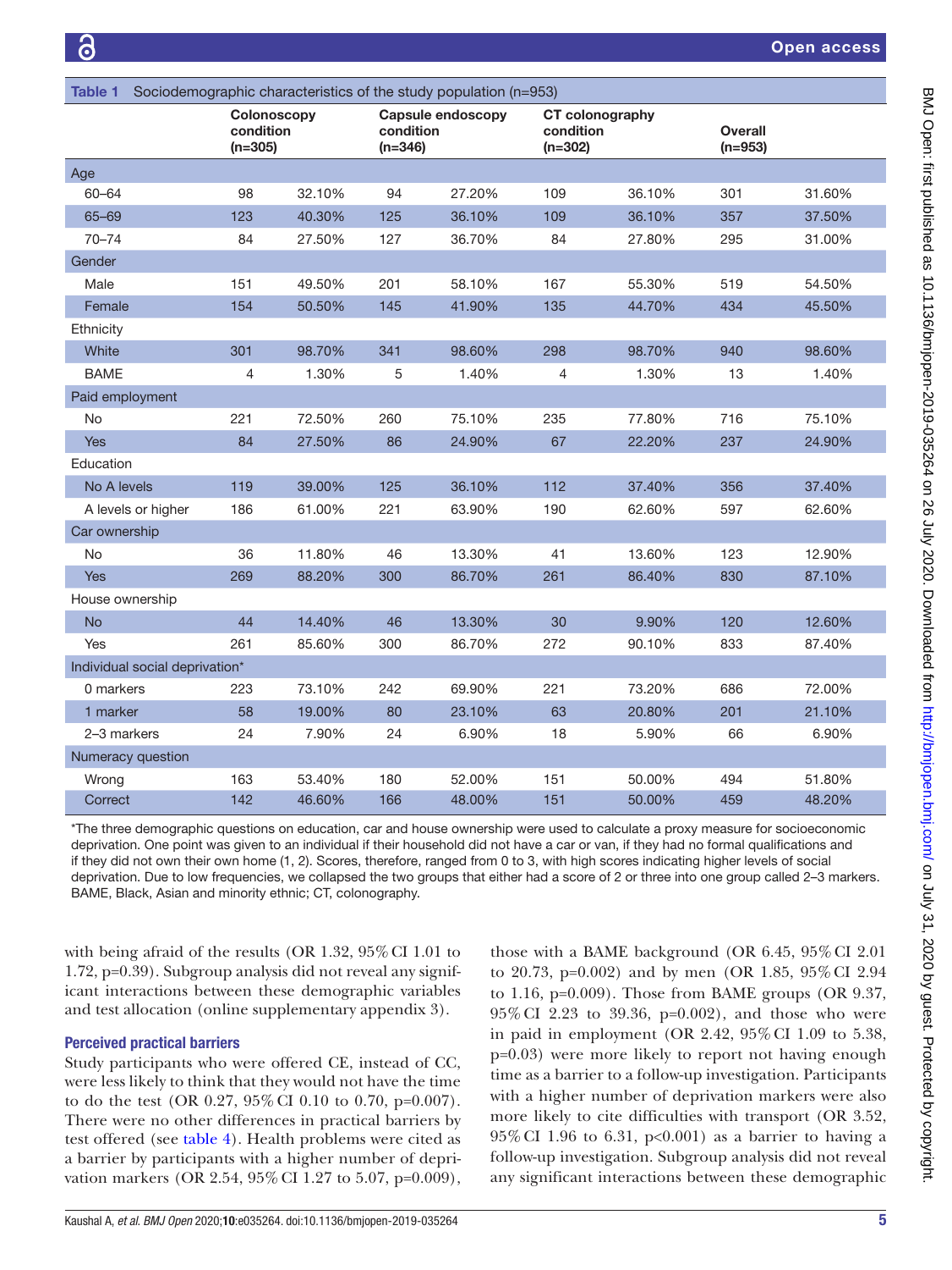Table 1 Sociodemographic characteristics of the study population (n=953)

| | Colonoscopy condition (n=305) | | Capsule endoscopy condition (n=346) | | CT colonography condition (n=302) | | Overall (n=953) | |
|---|---|---|---|---|---|---|---|---|
| Age | | | | | | | | |
| 60–64 | 98 | 32.10% | 94 | 27.20% | 109 | 36.10% | 301 | 31.60% |
| 65–69 | 123 | 40.30% | 125 | 36.10% | 109 | 36.10% | 357 | 37.50% |
| 70–74 | 84 | 27.50% | 127 | 36.70% | 84 | 27.80% | 295 | 31.00% |
| Gender | | | | | | | | |
| Male | 151 | 49.50% | 201 | 58.10% | 167 | 55.30% | 519 | 54.50% |
| Female | 154 | 50.50% | 145 | 41.90% | 135 | 44.70% | 434 | 45.50% |
| Ethnicity | | | | | | | | |
| White | 301 | 98.70% | 341 | 98.60% | 298 | 98.70% | 940 | 98.60% |
| BAME | 4 | 1.30% | 5 | 1.40% | 4 | 1.30% | 13 | 1.40% |
| Paid employment | | | | | | | | |
| No | 221 | 72.50% | 260 | 75.10% | 235 | 77.80% | 716 | 75.10% |
| Yes | 84 | 27.50% | 86 | 24.90% | 67 | 22.20% | 237 | 24.90% |
| Education | | | | | | | | |
| No A levels | 119 | 39.00% | 125 | 36.10% | 112 | 37.40% | 356 | 37.40% |
| A levels or higher | 186 | 61.00% | 221 | 63.90% | 190 | 62.60% | 597 | 62.60% |
| Car ownership | | | | | | | | |
| No | 36 | 11.80% | 46 | 13.30% | 41 | 13.60% | 123 | 12.90% |
| Yes | 269 | 88.20% | 300 | 86.70% | 261 | 86.40% | 830 | 87.10% |
| House ownership | | | | | | | | |
| No | 44 | 14.40% | 46 | 13.30% | 30 | 9.90% | 120 | 12.60% |
| Yes | 261 | 85.60% | 300 | 86.70% | 272 | 90.10% | 833 | 87.40% |
| Individual social deprivation* | | | | | | | | |
| 0 markers | 223 | 73.10% | 242 | 69.90% | 221 | 73.20% | 686 | 72.00% |
| 1 marker | 58 | 19.00% | 80 | 23.10% | 63 | 20.80% | 201 | 21.10% |
| 2–3 markers | 24 | 7.90% | 24 | 6.90% | 18 | 5.90% | 66 | 6.90% |
| Numeracy question | | | | | | | | |
| Wrong | 163 | 53.40% | 180 | 52.00% | 151 | 50.00% | 494 | 51.80% |
| Correct | 142 | 46.60% | 166 | 48.00% | 151 | 50.00% | 459 | 48.20% |

*The three demographic questions on education, car and house ownership were used to calculate a proxy measure for socioeconomic deprivation. One point was given to an individual if their household did not have a car or van, if they had no formal qualifications and if they did not own their own home (1, 2). Scores, therefore, ranged from 0 to 3, with high scores indicating higher levels of social deprivation. Due to low frequencies, we collapsed the two groups that either had a score of 2 or three into one group called 2–3 markers.
BAME, Black, Asian and minority ethnic; CT, colonography.

with being afraid of the results (OR 1.32, 95% CI 1.01 to 1.72, p=0.39). Subgroup analysis did not reveal any significant interactions between these demographic variables and test allocation (online supplementary appendix 3).

### Perceived practical barriers

Study participants who were offered CE, instead of CC, were less likely to think that they would not have the time to do the test (OR 0.27, 95% CI 0.10 to 0.70, p=0.007). There were no other differences in practical barriers by test offered (see table 4). Health problems were cited as a barrier by participants with a higher number of deprivation markers (OR 2.54, 95% CI 1.27 to 5.07, p=0.009), those with a BAME background (OR 6.45, 95% CI 2.01 to 20.73, p=0.002) and by men (OR 1.85, 95% CI 2.94 to 1.16, p=0.009). Those from BAME groups (OR 9.37, 95% CI 2.23 to 39.36, p=0.002), and those who were in paid in employment (OR 2.42, 95% CI 1.09 to 5.38, p=0.03) were more likely to report not having enough time as a barrier to a follow-up investigation. Participants with a higher number of deprivation markers were also more likely to cite difficulties with transport (OR 3.52, 95% CI 1.96 to 6.31, p<0.001) as a barrier to having a follow-up investigation. Subgroup analysis did not reveal any significant interactions between these demographic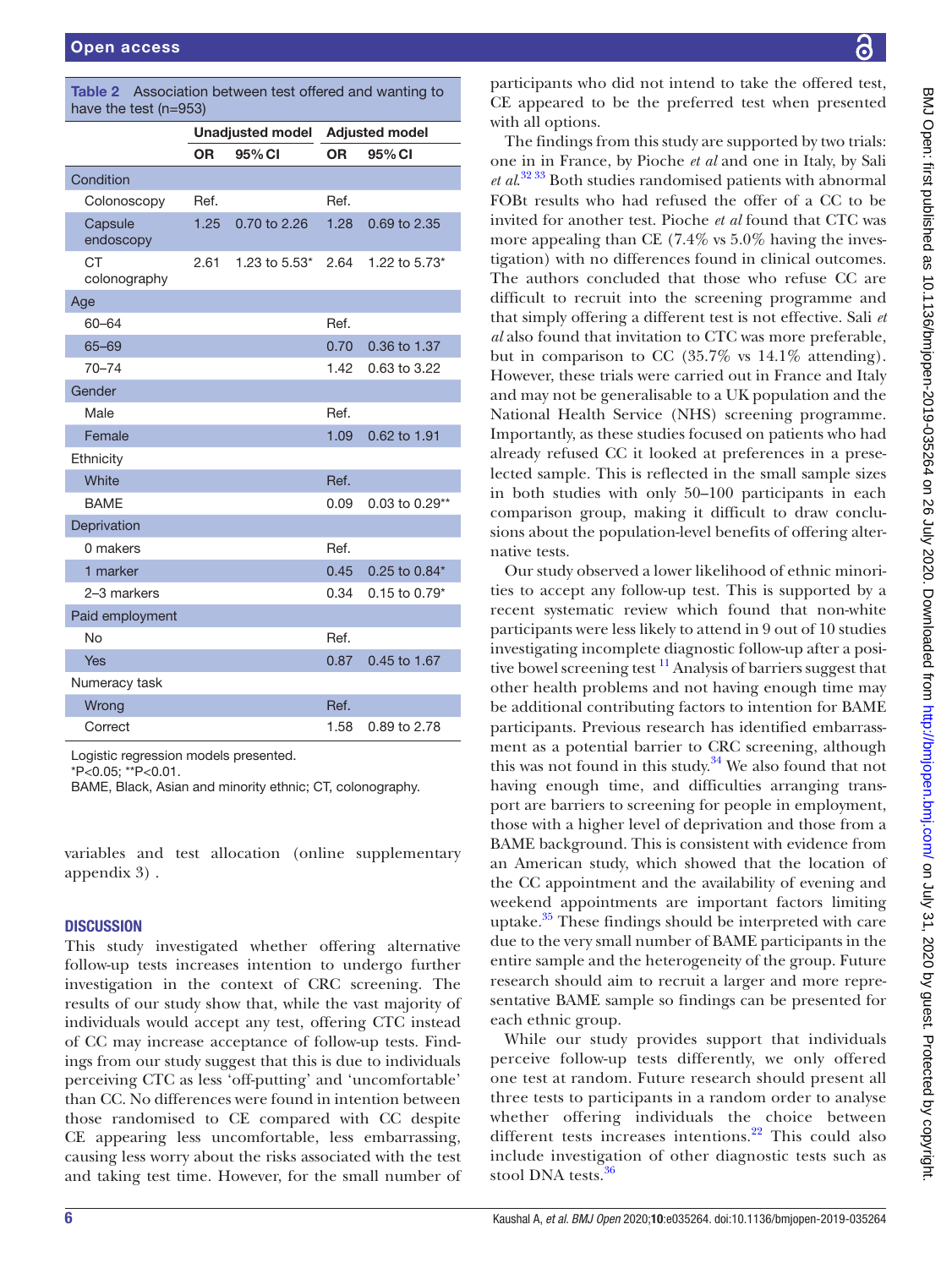**Table 2** Association between test offered and wanting to have the test (n=953)

| | Unadjusted model | | Adjusted model | |
|---|---|---|---|---|
| | OR | 95% CI | OR | 95% CI |
| Condition | | | | |
| Colonoscopy | Ref. | | Ref. | |
| Capsule endoscopy | 1.25 | 0.70 to 2.26 | 1.28 | 0.69 to 2.35 |
| CT colonography | 2.61 | 1.23 to 5.53* | 2.64 | 1.22 to 5.73* |
| Age | | | | |
| 60–64 | | | Ref. | |
| 65–69 | | | 0.70 | 0.36 to 1.37 |
| 70–74 | | | 1.42 | 0.63 to 3.22 |
| Gender | | | | |
| Male | | | Ref. | |
| Female | | | 1.09 | 0.62 to 1.91 |
| Ethnicity | | | | |
| White | | | Ref. | |
| BAME | | | 0.09 | 0.03 to 0.29** |
| Deprivation | | | | |
| 0 makers | | | Ref. | |
| 1 marker | | | 0.45 | 0.25 to 0.84* |
| 2–3 markers | | | 0.34 | 0.15 to 0.79* |
| Paid employment | | | | |
| No | | | Ref. | |
| Yes | | | 0.87 | 0.45 to 1.67 |
| Numeracy task | | | | |
| Wrong | | | Ref. | |
| Correct | | | 1.58 | 0.89 to 2.78 |

Logistic regression models presented.
*P<0.05; **P<0.01.
BAME, Black, Asian and minority ethnic; CT, colonography.

variables and test allocation (online supplementary appendix 3) .

## DISCUSSION

This study investigated whether offering alternative follow-up tests increases intention to undergo further investigation in the context of CRC screening. The results of our study show that, while the vast majority of individuals would accept any test, offering CTC instead of CC may increase acceptance of follow-up tests. Findings from our study suggest that this is due to individuals perceiving CTC as less 'off-putting' and 'uncomfortable' than CC. No differences were found in intention between those randomised to CE compared with CC despite CE appearing less uncomfortable, less embarrassing, causing less worry about the risks associated with the test and taking test time. However, for the small number of participants who did not intend to take the offered test, CE appeared to be the preferred test when presented with all options.

The findings from this study are supported by two trials: one in in France, by Pioche *et al* and one in Italy, by Sali *et al*.[32 33] Both studies randomised patients with abnormal FOBt results who had refused the offer of a CC to be invited for another test. Pioche *et al* found that CTC was more appealing than CE (7.4% vs 5.0% having the investigation) with no differences found in clinical outcomes. The authors concluded that those who refuse CC are difficult to recruit into the screening programme and that simply offering a different test is not effective. Sali *et al* also found that invitation to CTC was more preferable, but in comparison to CC (35.7% vs 14.1% attending). However, these trials were carried out in France and Italy and may not be generalisable to a UK population and the National Health Service (NHS) screening programme. Importantly, as these studies focused on patients who had already refused CC it looked at preferences in a preselected sample. This is reflected in the small sample sizes in both studies with only 50–100 participants in each comparison group, making it difficult to draw conclusions about the population-level benefits of offering alternative tests.

Our study observed a lower likelihood of ethnic minorities to accept any follow-up test. This is supported by a recent systematic review which found that non-white participants were less likely to attend in 9 out of 10 studies investigating incomplete diagnostic follow-up after a positive bowel screening test.[11] Analysis of barriers suggest that other health problems and not having enough time may be additional contributing factors to intention for BAME participants. Previous research has identified embarrassment as a potential barrier to CRC screening, although this was not found in this study.[34] We also found that not having enough time, and difficulties arranging transport are barriers to screening for people in employment, those with a higher level of deprivation and those from a BAME background. This is consistent with evidence from an American study, which showed that the location of the CC appointment and the availability of evening and weekend appointments are important factors limiting uptake.[35] These findings should be interpreted with care due to the very small number of BAME participants in the entire sample and the heterogeneity of the group. Future research should aim to recruit a larger and more representative BAME sample so findings can be presented for each ethnic group.

While our study provides support that individuals perceive follow-up tests differently, we only offered one test at random. Future research should present all three tests to participants in a random order to analyse whether offering individuals the choice between different tests increases intentions.[22] This could also include investigation of other diagnostic tests such as stool DNA tests.[36]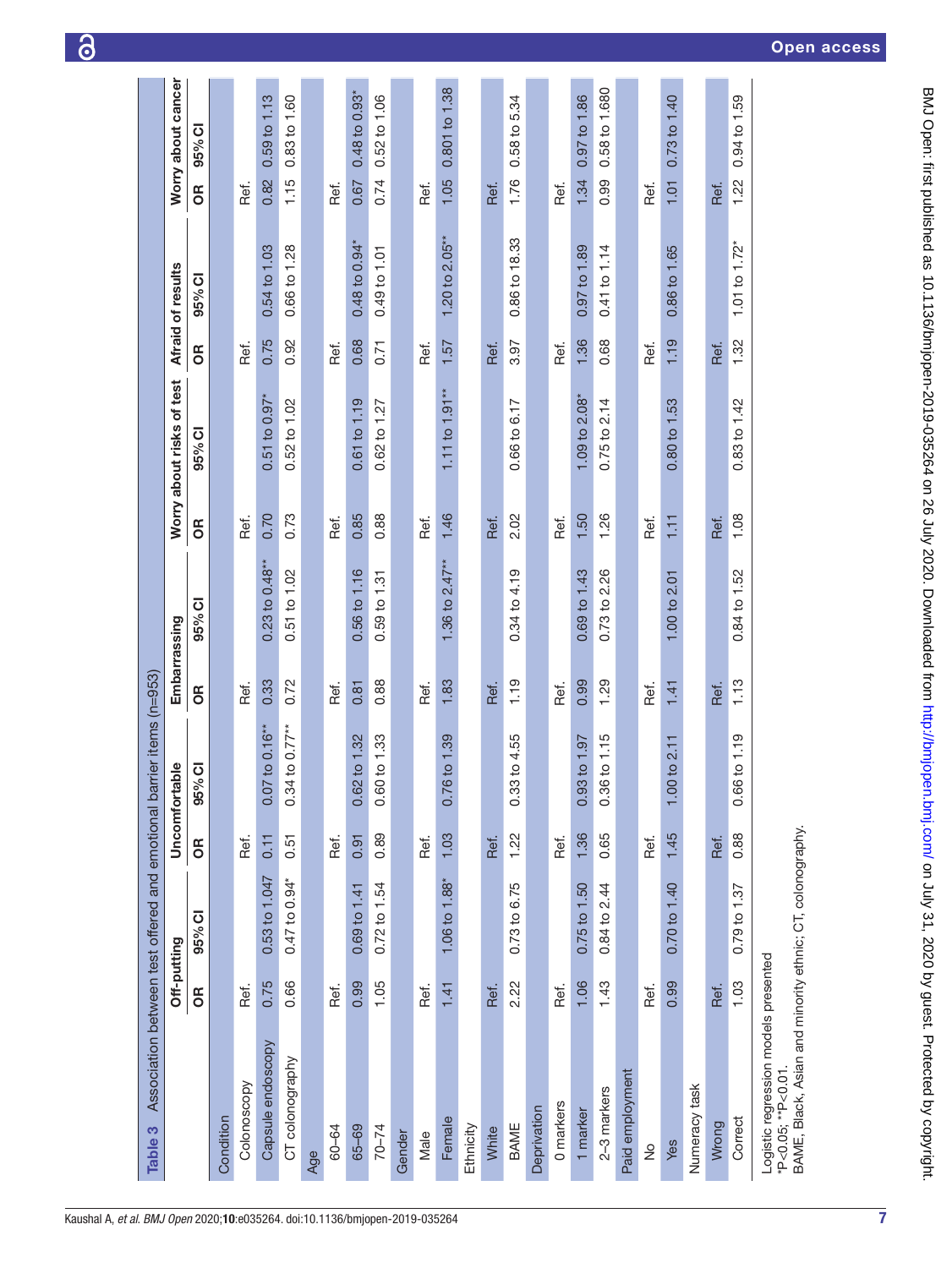**Table 3** Association between test offered and emotional barrier items (n=953)

| | Off-putting | | Uncomfortable | | Embarrassing | | Worry about risks of test | | Afraid of results | | Worry about cancer | |
|---|---|---|---|---|---|---|---|---|---|---|---|---|
| | OR | 95% CI | OR | 95% CI | OR | 95% CI | OR | 95% CI | OR | 95% CI | OR | 95% CI |
| Condition | | | | | | | | | | | | |
| Colonoscopy | Ref. | | Ref. | | Ref. | | Ref. | | Ref. | | Ref. | |
| Capsule endoscopy | 0.75 | 0.53 to 1.047 | 0.11 | 0.07 to 0.16** | 0.33 | 0.23 to 0.48** | 0.70 | 0.51 to 0.97* | 0.75 | 0.54 to 1.03 | 0.82 | 0.59 to 1.13 |
| CT colonography | 0.66 | 0.47 to 0.94* | 0.51 | 0.34 to 0.77** | 0.72 | 0.51 to 1.02 | 0.73 | 0.52 to 1.02 | 0.92 | 0.66 to 1.28 | 1.15 | 0.83 to 1.60 |
| Age | | | | | | | | | | | | |
| 60–64 | Ref. | | Ref. | | Ref. | | Ref. | | Ref. | | Ref. | |
| 65–69 | 0.99 | 0.69 to 1.41 | 0.91 | 0.62 to 1.32 | 0.81 | 0.56 to 1.16 | 0.85 | 0.61 to 1.19 | 0.68 | 0.48 to 0.94* | 0.67 | 0.48 to 0.93* |
| 70–74 | 1.05 | 0.72 to 1.54 | 0.89 | 0.60 to 1.33 | 0.88 | 0.59 to 1.31 | 0.88 | 0.62 to 1.27 | 0.71 | 0.49 to 1.01 | 0.74 | 0.52 to 1.06 |
| Gender | | | | | | | | | | | | |
| Male | Ref. | | Ref. | | Ref. | | Ref. | | Ref. | | Ref. | |
| Female | 1.41 | 1.06 to 1.88* | 1.03 | 0.76 to 1.39 | 1.83 | 1.36 to 2.47** | 1.46 | 1.11 to 1.91** | 1.57 | 1.20 to 2.05** | 1.05 | 0.801 to 1.38 |
| Ethnicity | | | | | | | | | | | | |
| White | Ref. | | Ref. | | Ref. | | Ref. | | Ref. | | Ref. | |
| BAME | 2.22 | 0.73 to 6.75 | 1.22 | 0.33 to 4.55 | 1.19 | 0.34 to 4.19 | 2.02 | 0.66 to 6.17 | 3.97 | 0.86 to 18.33 | 1.76 | 0.58 to 5.34 |
| Deprivation | | | | | | | | | | | | |
| 0 markers | Ref. | | Ref. | | Ref. | | Ref. | | Ref. | | Ref. | |
| 1 marker | 1.06 | 0.75 to 1.50 | 1.36 | 0.93 to 1.97 | 0.99 | 0.69 to 1.43 | 1.50 | 1.09 to 2.08* | 1.36 | 0.97 to 1.89 | 1.34 | 0.97 to 1.86 |
| 2–3 markers | 1.43 | 0.84 to 2.44 | 0.65 | 0.36 to 1.15 | 1.29 | 0.73 to 2.26 | 1.26 | 0.75 to 2.14 | 0.68 | 0.41 to 1.14 | 0.99 | 0.58 to 1.680 |
| Paid employment | | | | | | | | | | | | |
| No | Ref. | | Ref. | | Ref. | | Ref. | | Ref. | | Ref. | |
| Yes | 0.99 | 0.70 to 1.40 | 1.45 | 1.00 to 2.11 | 1.41 | 1.00 to 2.01 | 1.11 | 0.80 to 1.53 | 1.19 | 0.86 to 1.65 | 1.01 | 0.73 to 1.40 |
| Numeracy task | | | | | | | | | | | | |
| Wrong | Ref. | | Ref. | | Ref. | | Ref. | | Ref. | | Ref. | |
| Correct | 1.03 | 0.79 to 1.37 | 0.88 | 0.66 to 1.19 | 1.13 | 0.84 to 1.52 | 1.08 | 0.83 to 1.42 | 1.32 | 1.01 to 1.72* | 1.22 | 0.94 to 1.59 |

Logistic regression models presented

*P<0.05; **P<0.01.

BAME, Black, Asian and minority ethnic; CT, colonography.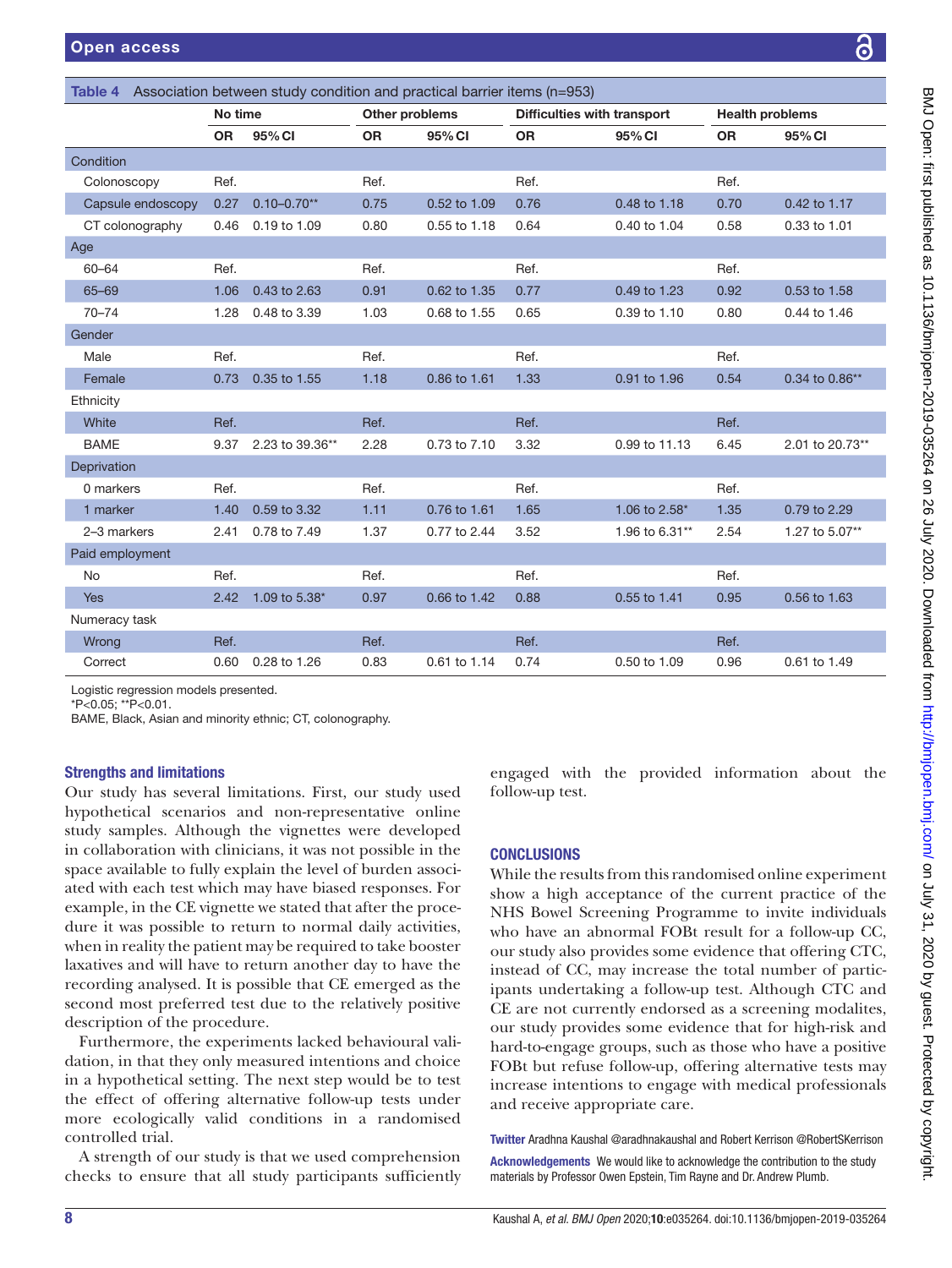**Table 4** Association between study condition and practical barrier items (n=953)

| | No time | | Other problems | | Difficulties with transport | | Health problems | |
|---|---|---|---|---|---|---|---|---|
| | OR | 95% CI | OR | 95% CI | OR | 95% CI | OR | 95% CI |
| Condition | | | | | | | | |
| Colonoscopy | Ref. | | Ref. | | Ref. | | Ref. | |
| Capsule endoscopy | 0.27 | 0.10–0.70** | 0.75 | 0.52 to 1.09 | 0.76 | 0.48 to 1.18 | 0.70 | 0.42 to 1.17 |
| CT colonography | 0.46 | 0.19 to 1.09 | 0.80 | 0.55 to 1.18 | 0.64 | 0.40 to 1.04 | 0.58 | 0.33 to 1.01 |
| Age | | | | | | | | |
| 60–64 | Ref. | | Ref. | | Ref. | | Ref. | |
| 65–69 | 1.06 | 0.43 to 2.63 | 0.91 | 0.62 to 1.35 | 0.77 | 0.49 to 1.23 | 0.92 | 0.53 to 1.58 |
| 70–74 | 1.28 | 0.48 to 3.39 | 1.03 | 0.68 to 1.55 | 0.65 | 0.39 to 1.10 | 0.80 | 0.44 to 1.46 |
| Gender | | | | | | | | |
| Male | Ref. | | Ref. | | Ref. | | Ref. | |
| Female | 0.73 | 0.35 to 1.55 | 1.18 | 0.86 to 1.61 | 1.33 | 0.91 to 1.96 | 0.54 | 0.34 to 0.86** |
| Ethnicity | | | | | | | | |
| White | Ref. | | Ref. | | Ref. | | Ref. | |
| BAME | 9.37 | 2.23 to 39.36** | 2.28 | 0.73 to 7.10 | 3.32 | 0.99 to 11.13 | 6.45 | 2.01 to 20.73** |
| Deprivation | | | | | | | | |
| 0 markers | Ref. | | Ref. | | Ref. | | Ref. | |
| 1 marker | 1.40 | 0.59 to 3.32 | 1.11 | 0.76 to 1.61 | 1.65 | 1.06 to 2.58* | 1.35 | 0.79 to 2.29 |
| 2–3 markers | 2.41 | 0.78 to 7.49 | 1.37 | 0.77 to 2.44 | 3.52 | 1.96 to 6.31** | 2.54 | 1.27 to 5.07** |
| Paid employment | | | | | | | | |
| No | Ref. | | Ref. | | Ref. | | Ref. | |
| Yes | 2.42 | 1.09 to 5.38* | 0.97 | 0.66 to 1.42 | 0.88 | 0.55 to 1.41 | 0.95 | 0.56 to 1.63 |
| Numeracy task | | | | | | | | |
| Wrong | Ref. | | Ref. | | Ref. | | Ref. | |
| Correct | 0.60 | 0.28 to 1.26 | 0.83 | 0.61 to 1.14 | 0.74 | 0.50 to 1.09 | 0.96 | 0.61 to 1.49 |

Logistic regression models presented.
*P<0.05; **P<0.01.
BAME, Black, Asian and minority ethnic; CT, colonography.

## Strengths and limitations

Our study has several limitations. First, our study used hypothetical scenarios and non-representative online study samples. Although the vignettes were developed in collaboration with clinicians, it was not possible in the space available to fully explain the level of burden associated with each test which may have biased responses. For example, in the CE vignette we stated that after the procedure it was possible to return to normal daily activities, when in reality the patient may be required to take booster laxatives and will have to return another day to have the recording analysed. It is possible that CE emerged as the second most preferred test due to the relatively positive description of the procedure.

Furthermore, the experiments lacked behavioural validation, in that they only measured intentions and choice in a hypothetical setting. The next step would be to test the effect of offering alternative follow-up tests under more ecologically valid conditions in a randomised controlled trial.

A strength of our study is that we used comprehension checks to ensure that all study participants sufficiently engaged with the provided information about the follow-up test.

## CONCLUSIONS

While the results from this randomised online experiment show a high acceptance of the current practice of the NHS Bowel Screening Programme to invite individuals who have an abnormal FOBt result for a follow-up CC, our study also provides some evidence that offering CTC, instead of CC, may increase the total number of participants undertaking a follow-up test. Although CTC and CE are not currently endorsed as a screening modalites, our study provides some evidence that for high-risk and hard-to-engage groups, such as those who have a positive FOBt but refuse follow-up, offering alternative tests may increase intentions to engage with medical professionals and receive appropriate care.

**Twitter** Aradhna Kaushal @aradhnakaushal and Robert Kerrison @RobertSKerrison

**Acknowledgements** We would like to acknowledge the contribution to the study materials by Professor Owen Epstein, Tim Rayne and Dr. Andrew Plumb.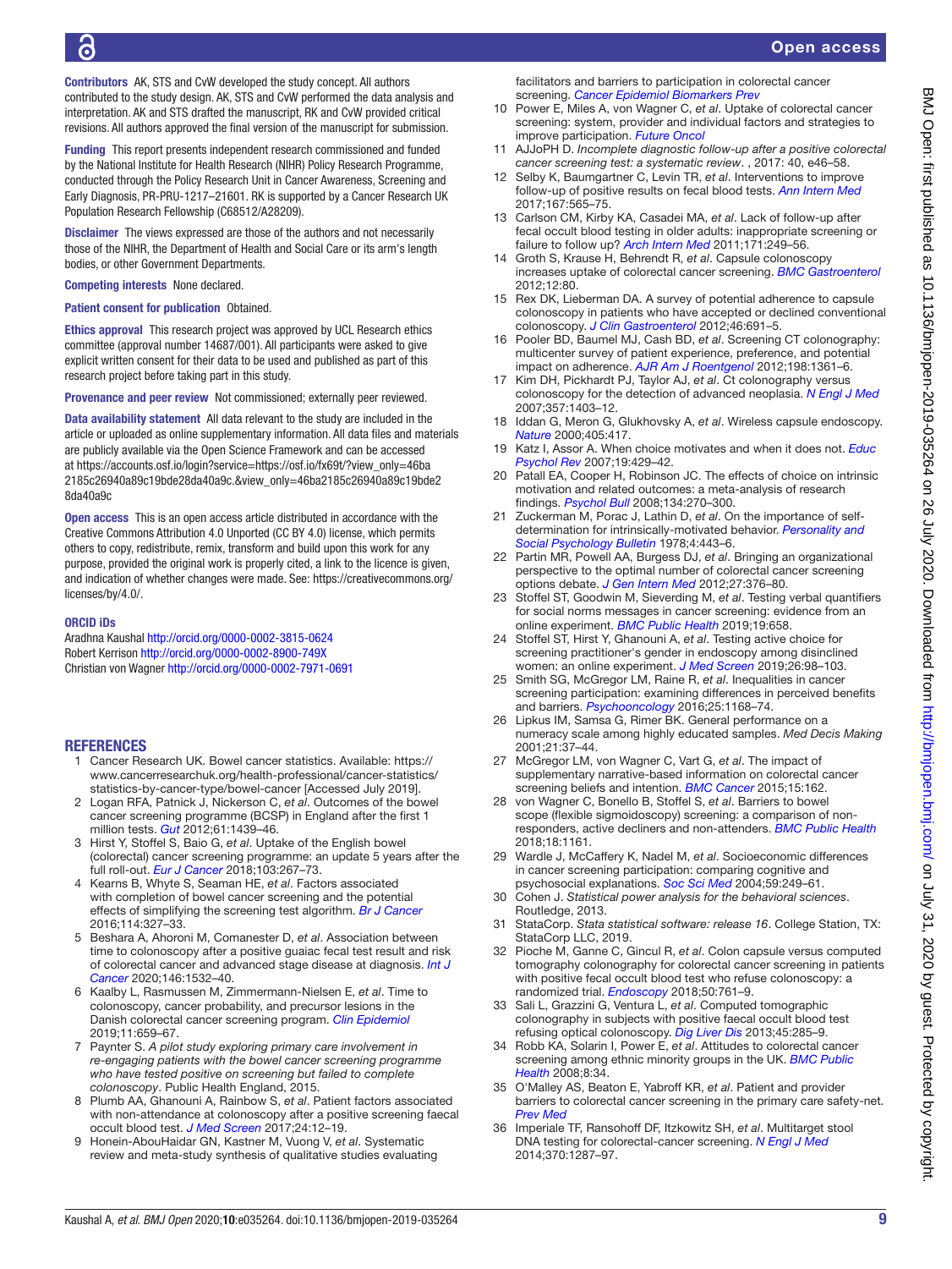**Contributors** AK, STS and CvW developed the study concept. All authors contributed to the study design. AK, STS and CvW performed the data analysis and interpretation. AK and STS drafted the manuscript, RK and CvW provided critical revisions. All authors approved the final version of the manuscript for submission.

**Funding** This report presents independent research commissioned and funded by the National Institute for Health Research (NIHR) Policy Research Programme, conducted through the Policy Research Unit in Cancer Awareness, Screening and Early Diagnosis, PR-PRU-1217–21601. RK is supported by a Cancer Research UK Population Research Fellowship (C68512/A28209).

**Disclaimer** The views expressed are those of the authors and not necessarily those of the NIHR, the Department of Health and Social Care or its arm's length bodies, or other Government Departments.

**Competing interests** None declared.

**Patient consent for publication** Obtained.

**Ethics approval** This research project was approved by UCL Research ethics committee (approval number 14687/001). All participants were asked to give explicit written consent for their data to be used and published as part of this research project before taking part in this study.

**Provenance and peer review** Not commissioned; externally peer reviewed.

**Data availability statement** All data relevant to the study are included in the article or uploaded as online supplementary information. All data files and materials are publicly available via the Open Science Framework and can be accessed at https://accounts.osf.io/login?service=https://osf.io/fx69t/?view_only=46ba2185c26940a89c19bde28da40a9c.&view_only=46ba2185c26940a89c19bde28da40a9c

**Open access** This is an open access article distributed in accordance with the Creative Commons Attribution 4.0 Unported (CC BY 4.0) license, which permits others to copy, redistribute, remix, transform and build upon this work for any purpose, provided the original work is properly cited, a link to the licence is given, and indication of whether changes were made. See: https://creativecommons.org/licenses/by/4.0/.

**ORCID iDs**

Aradhna Kaushal http://orcid.org/0000-0002-3815-0624
Robert Kerrison http://orcid.org/0000-0002-8900-749X
Christian von Wagner http://orcid.org/0000-0002-7971-0691

## REFERENCES

1. Cancer Research UK. Bowel cancer statistics. Available: https://www.cancerresearchuk.org/health-professional/cancer-statistics/statistics-by-cancer-type/bowel-cancer [Accessed July 2019].
2. Logan RFA, Patnick J, Nickerson C, *et al*. Outcomes of the bowel cancer screening programme (BCSP) in England after the first 1 million tests. *Gut* 2012;61:1439–46.
3. Hirst Y, Stoffel S, Baio G, *et al*. Uptake of the English bowel (colorectal) cancer screening programme: an update 5 years after the full roll-out. *Eur J Cancer* 2018;103:267–73.
4. Kearns B, Whyte S, Seaman HE, *et al*. Factors associated with completion of bowel cancer screening and the potential effects of simplifying the screening test algorithm. *Br J Cancer* 2016;114:327–33.
5. Beshara A, Ahoroni M, Comanester D, *et al*. Association between time to colonoscopy after a positive guaiac fecal test result and risk of colorectal cancer and advanced stage disease at diagnosis. *Int J Cancer* 2020;146:1532–40.
6. Kaalby L, Rasmussen M, Zimmermann-Nielsen E, *et al*. Time to colonoscopy, cancer probability, and precursor lesions in the Danish colorectal cancer screening program. *Clin Epidemiol* 2019;11:659–67.
7. Paynter S. *A pilot study exploring primary care involvement in re-engaging patients with the bowel cancer screening programme who have tested positive on screening but failed to complete colonoscopy*. Public Health England, 2015.
8. Plumb AA, Ghanouni A, Rainbow S, *et al*. Patient factors associated with non-attendance at colonoscopy after a positive screening faecal occult blood test. *J Med Screen* 2017;24:12–19.
9. Honein-AbouHaidar GN, Kastner M, Vuong V, *et al*. Systematic review and meta-study synthesis of qualitative studies evaluating facilitators and barriers to participation in colorectal cancer screening. *Cancer Epidemiol Biomarkers Prev*
10. Power E, Miles A, von Wagner C, *et al*. Uptake of colorectal cancer screening: system, provider and individual factors and strategies to improve participation. *Future Oncol*
11. AJJoPH D. *Incomplete diagnostic follow-up after a positive colorectal cancer screening test: a systematic review*. , 2017: 40, e46–58.
12. Selby K, Baumgartner C, Levin TR, *et al*. Interventions to improve follow-up of positive results on fecal blood tests. *Ann Intern Med* 2017;167:565–75.
13. Carlson CM, Kirby KA, Casadei MA, *et al*. Lack of follow-up after fecal occult blood testing in older adults: inappropriate screening or failure to follow up? *Arch Intern Med* 2011;171:249–56.
14. Groth S, Krause H, Behrendt R, *et al*. Capsule colonoscopy increases uptake of colorectal cancer screening. *BMC Gastroenterol* 2012;12:80.
15. Rex DK, Lieberman DA. A survey of potential adherence to capsule colonoscopy in patients who have accepted or declined conventional colonoscopy. *J Clin Gastroenterol* 2012;46:691–5.
16. Pooler BD, Baumel MJ, Cash BD, *et al*. Screening CT colonography: multicenter survey of patient experience, preference, and potential impact on adherence. *AJR Am J Roentgenol* 2012;198:1361–6.
17. Kim DH, Pickhardt PJ, Taylor AJ, *et al*. Ct colonography versus colonoscopy for the detection of advanced neoplasia. *N Engl J Med* 2007;357:1403–12.
18. Iddan G, Meron G, Glukhovsky A, *et al*. Wireless capsule endoscopy. *Nature* 2000;405:417.
19. Katz I, Assor A. When choice motivates and when it does not. *Educ Psychol Rev* 2007;19:429–42.
20. Patall EA, Cooper H, Robinson JC. The effects of choice on intrinsic motivation and related outcomes: a meta-analysis of research findings. *Psychol Bull* 2008;134:270–300.
21. Zuckerman M, Porac J, Lathin D, *et al*. On the importance of self-determination for intrinsically-motivated behavior. *Personality and Social Psychology Bulletin* 1978;4:443–6.
22. Partin MR, Powell AA, Burgess DJ, *et al*. Bringing an organizational perspective to the optimal number of colorectal cancer screening options debate. *J Gen Intern Med* 2012;27:376–80.
23. Stoffel ST, Goodwin M, Sieverding M, *et al*. Testing verbal quantifiers for social norms messages in cancer screening: evidence from an online experiment. *BMC Public Health* 2019;19:658.
24. Stoffel ST, Hirst Y, Ghanouni A, *et al*. Testing active choice for screening practitioner's gender in endoscopy among disinclined women: an online experiment. *J Med Screen* 2019;26:98–103.
25. Smith SG, McGregor LM, Raine R, *et al*. Inequalities in cancer screening participation: examining differences in perceived benefits and barriers. *Psychooncology* 2016;25:1168–74.
26. Lipkus IM, Samsa G, Rimer BK. General performance on a numeracy scale among highly educated samples. *Med Decis Making* 2001;21:37–44.
27. McGregor LM, von Wagner C, Vart G, *et al*. The impact of supplementary narrative-based information on colorectal cancer screening beliefs and intention. *BMC Cancer* 2015;15:162.
28. von Wagner C, Bonello B, Stoffel S, *et al*. Barriers to bowel scope (flexible sigmoidoscopy) screening: a comparison of non-responders, active decliners and non-attenders. *BMC Public Health* 2018;18:1161.
29. Wardle J, McCaffery K, Nadel M, *et al*. Socioeconomic differences in cancer screening participation: comparing cognitive and psychosocial explanations. *Soc Sci Med* 2004;59:249–61.
30. Cohen J. *Statistical power analysis for the behavioral sciences*. Routledge, 2013.
31. StataCorp. *Stata statistical software: release 16*. College Station, TX: StataCorp LLC, 2019.
32. Pioche M, Ganne C, Gincul R, *et al*. Colon capsule versus computed tomography colonography for colorectal cancer screening in patients with positive fecal occult blood test who refuse colonoscopy: a randomized trial. *Endoscopy* 2018;50:761–9.
33. Sali L, Grazzini G, Ventura L, *et al*. Computed tomographic colonography in subjects with positive faecal occult blood test refusing optical colonoscopy. *Dig Liver Dis* 2013;45:285–9.
34. Robb KA, Solarin I, Power E, *et al*. Attitudes to colorectal cancer screening among ethnic minority groups in the UK. *BMC Public Health* 2008;8:34.
35. O'Malley AS, Beaton E, Yabroff KR, *et al*. Patient and provider barriers to colorectal cancer screening in the primary care safety-net. *Prev Med*
36. Imperiale TF, Ransohoff DF, Itzkowitz SH, *et al*. Multitarget stool DNA testing for colorectal-cancer screening. *N Engl J Med* 2014;370:1287–97.